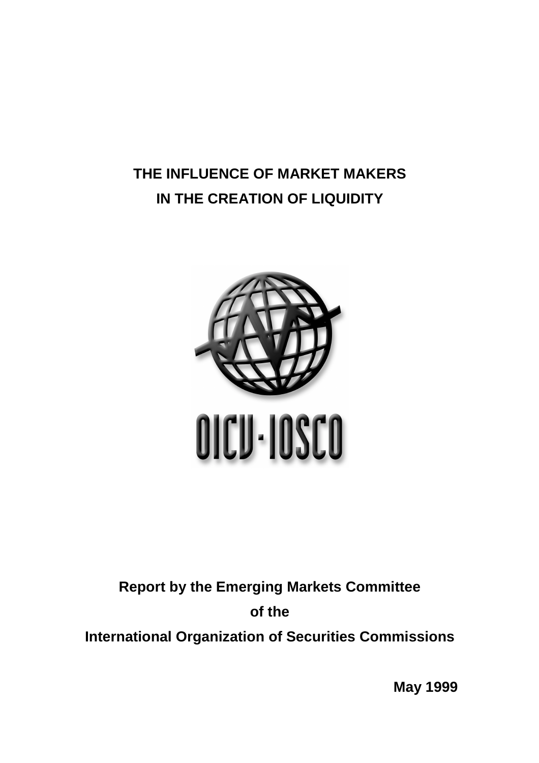# THE INFLUENCE OF MARKET MAKERS IN THE CREATION OF LIQUIDITY

OICU-IOSCO

**Report by the Emerging Markets Committee**

**of the**

**International Organization of Securities Commissions**

**May 1999**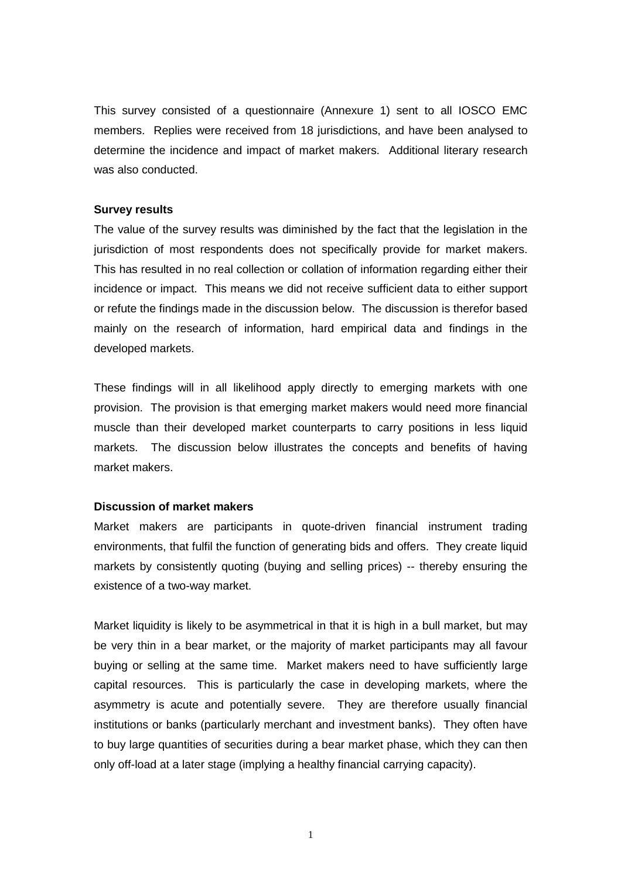This survey consisted of a questionnaire (Annexure 1) sent to all IOSCO EMC members. Replies were received from 18 jurisdictions, and have been analysed to determine the incidence and impact of market makers. Additional literary research was also conducted.

**Survey results**

The value of the survey results was diminished by the fact that the legislation in the jurisdiction of most respondents does not specifically provide for market makers. This has resulted in no real collection or collation of information regarding either their incidence or impact. This means we did not receive sufficient data to either support or refute the findings made in the discussion below. The discussion is therefor based mainly on the research of information, hard empirical data and findings in the developed markets.

These findings will in all likelihood apply directly to emerging markets with one provision. The provision is that emerging market makers would need more financial muscle than their developed market counterparts to carry positions in less liquid markets. The discussion below illustrates the concepts and benefits of having market makers.

**Discussion of market makers**

Market makers are participants in quote-driven financial instrument trading environments, that fulfil the function of generating bids and offers. They create liquid markets by consistently quoting (buying and selling prices) -- thereby ensuring the existence of a two-way market.

Market liquidity is likely to be asymmetrical in that it is high in a bull market, but may be very thin in a bear market, or the majority of market participants may all favour buying or selling at the same time. Market makers need to have sufficiently large capital resources. This is particularly the case in developing markets, where the asymmetry is acute and potentially severe. They are therefore usually financial institutions or banks (particularly merchant and investment banks). They often have to buy large quantities of securities during a bear market phase, which they can then only off-load at a later stage (implying a healthy financial carrying capacity).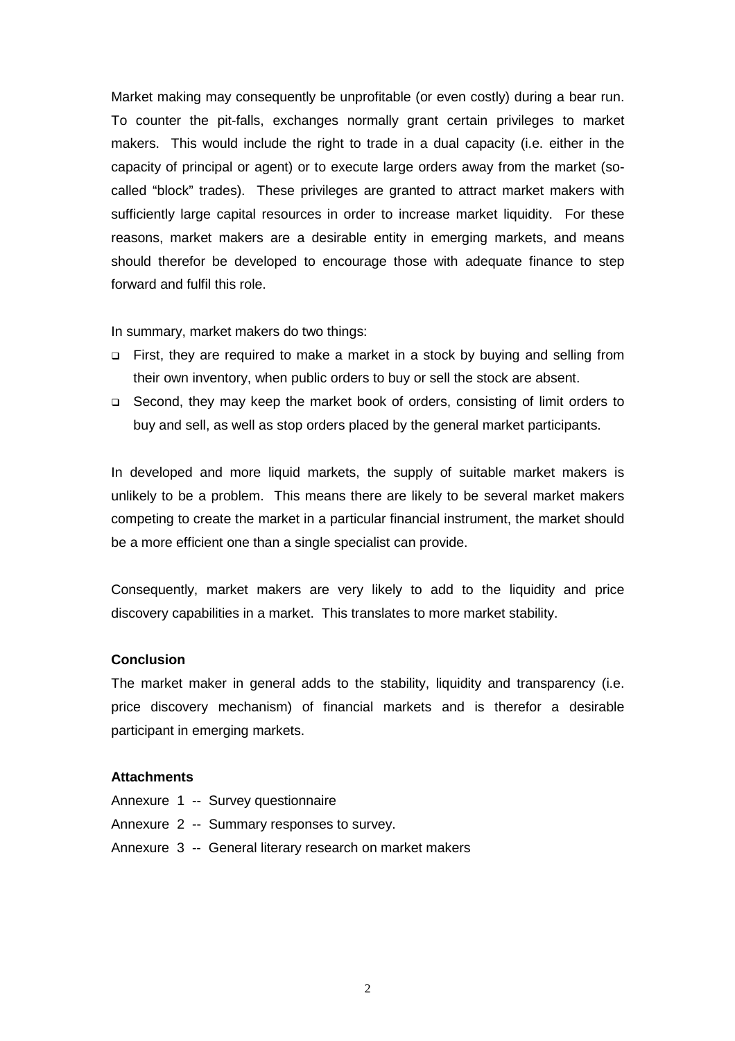Market making may consequently be unprofitable (or even costly) during a bear run. To counter the pit-falls, exchanges normally grant certain privileges to market makers. This would include the right to trade in a dual capacity (i.e. either in the capacity of principal or agent) or to execute large orders away from the market (so-called "block" trades). These privileges are granted to attract market makers with sufficiently large capital resources in order to increase market liquidity. For these reasons, market makers are a desirable entity in emerging markets, and means should therefor be developed to encourage those with adequate finance to step forward and fulfil this role.

In summary, market makers do two things:

- First, they are required to make a market in a stock by buying and selling from their own inventory, when public orders to buy or sell the stock are absent.
- Second, they may keep the market book of orders, consisting of limit orders to buy and sell, as well as stop orders placed by the general market participants.

In developed and more liquid markets, the supply of suitable market makers is unlikely to be a problem. This means there are likely to be several market makers competing to create the market in a particular financial instrument, the market should be a more efficient one than a single specialist can provide.

Consequently, market makers are very likely to add to the liquidity and price discovery capabilities in a market. This translates to more market stability.

**Conclusion**

The market maker in general adds to the stability, liquidity and transparency (i.e. price discovery mechanism) of financial markets and is therefor a desirable participant in emerging markets.

**Attachments**

Annexure 1 -- Survey questionnaire

Annexure 2 -- Summary responses to survey.

Annexure 3 -- General literary research on market makers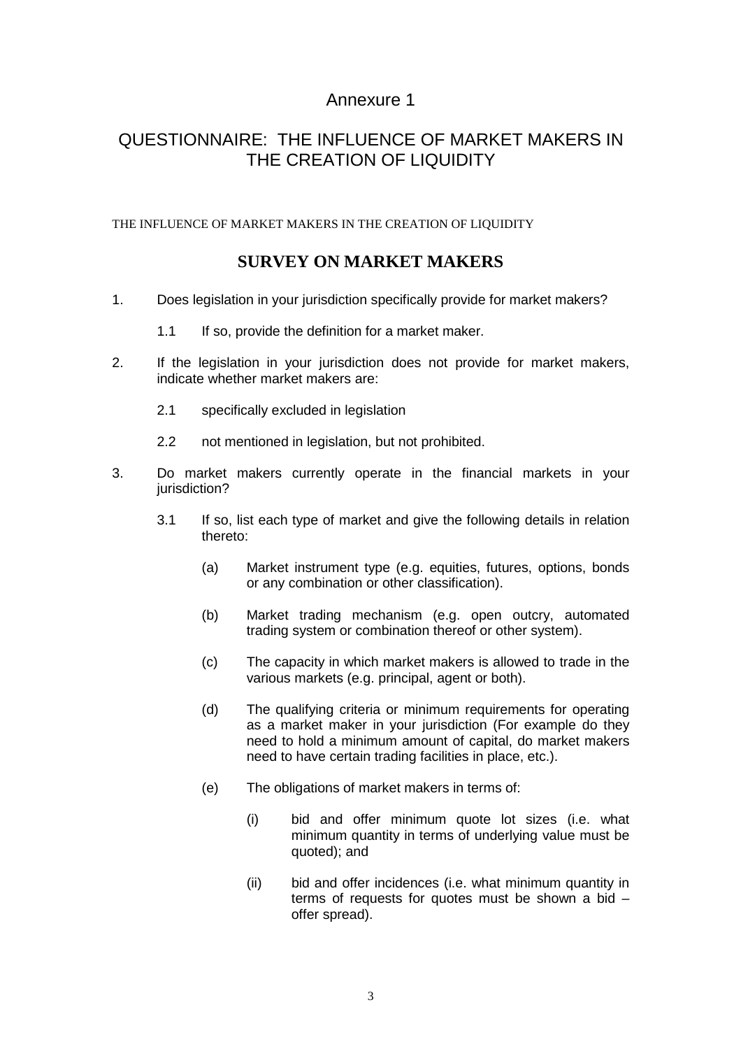# Annexure 1

# QUESTIONNAIRE: THE INFLUENCE OF MARKET MAKERS IN THE CREATION OF LIQUIDITY

THE INFLUENCE OF MARKET MAKERS IN THE CREATION OF LIQUIDITY

## SURVEY ON MARKET MAKERS

1. Does legislation in your jurisdiction specifically provide for market makers?

   1.1 If so, provide the definition for a market maker.

2. If the legislation in your jurisdiction does not provide for market makers, indicate whether market makers are:

   2.1 specifically excluded in legislation

   2.2 not mentioned in legislation, but not prohibited.

3. Do market makers currently operate in the financial markets in your jurisdiction?

   3.1 If so, list each type of market and give the following details in relation thereto:

   (a) Market instrument type (e.g. equities, futures, options, bonds or any combination or other classification).

   (b) Market trading mechanism (e.g. open outcry, automated trading system or combination thereof or other system).

   (c) The capacity in which market makers is allowed to trade in the various markets (e.g. principal, agent or both).

   (d) The qualifying criteria or minimum requirements for operating as a market maker in your jurisdiction (For example do they need to hold a minimum amount of capital, do market makers need to have certain trading facilities in place, etc.).

   (e) The obligations of market makers in terms of:

   (i) bid and offer minimum quote lot sizes (i.e. what minimum quantity in terms of underlying value must be quoted); and

   (ii) bid and offer incidences (i.e. what minimum quantity in terms of requests for quotes must be shown a bid – offer spread).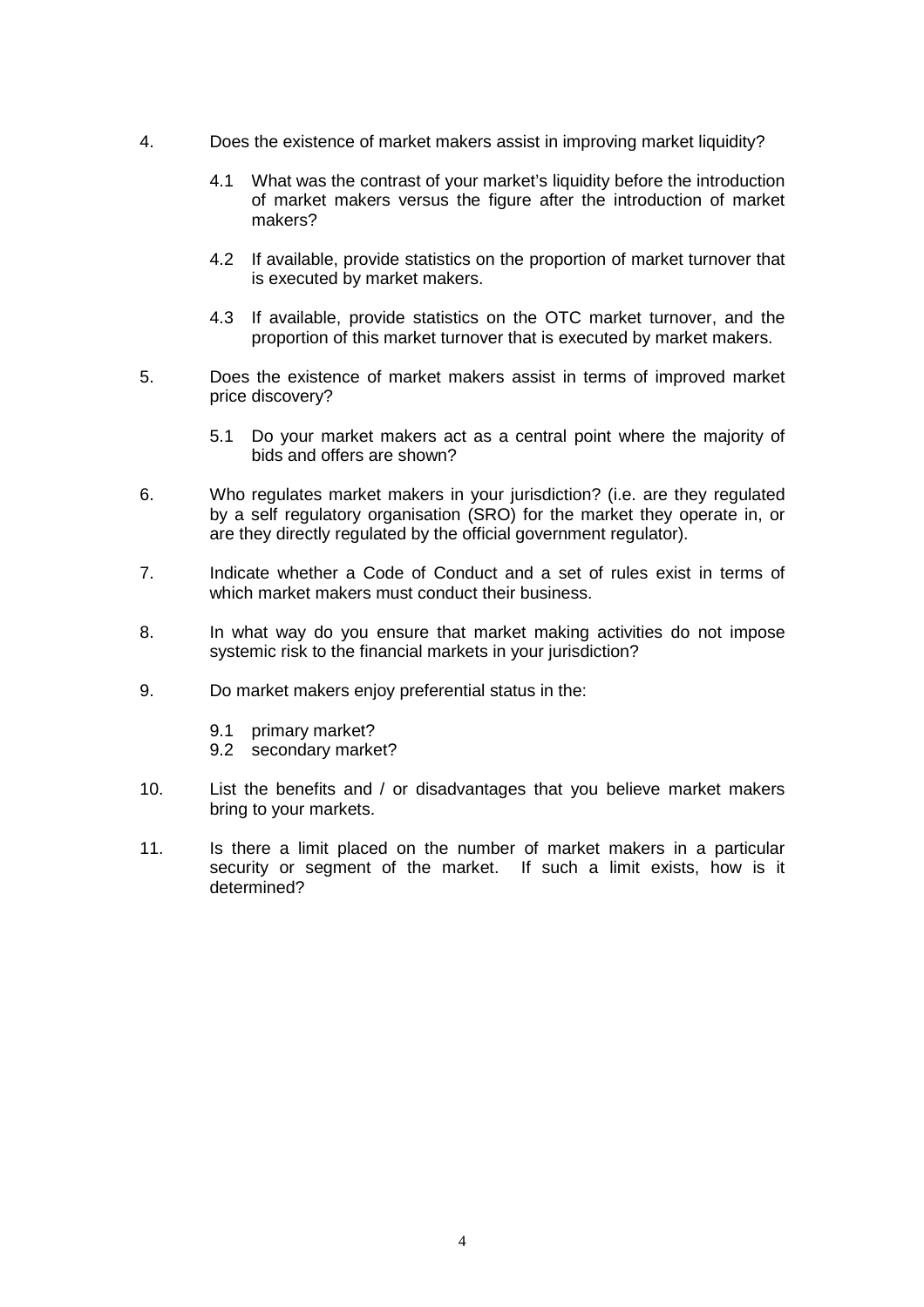4. Does the existence of market makers assist in improving market liquidity?

   4.1 What was the contrast of your market's liquidity before the introduction of market makers versus the figure after the introduction of market makers?

   4.2 If available, provide statistics on the proportion of market turnover that is executed by market makers.

   4.3 If available, provide statistics on the OTC market turnover, and the proportion of this market turnover that is executed by market makers.

5. Does the existence of market makers assist in terms of improved market price discovery?

   5.1 Do your market makers act as a central point where the majority of bids and offers are shown?

6. Who regulates market makers in your jurisdiction? (i.e. are they regulated by a self regulatory organisation (SRO) for the market they operate in, or are they directly regulated by the official government regulator).

7. Indicate whether a Code of Conduct and a set of rules exist in terms of which market makers must conduct their business.

8. In what way do you ensure that market making activities do not impose systemic risk to the financial markets in your jurisdiction?

9. Do market makers enjoy preferential status in the:

   9.1 primary market?
   9.2 secondary market?

10. List the benefits and / or disadvantages that you believe market makers bring to your markets.

11. Is there a limit placed on the number of market makers in a particular security or segment of the market. If such a limit exists, how is it determined?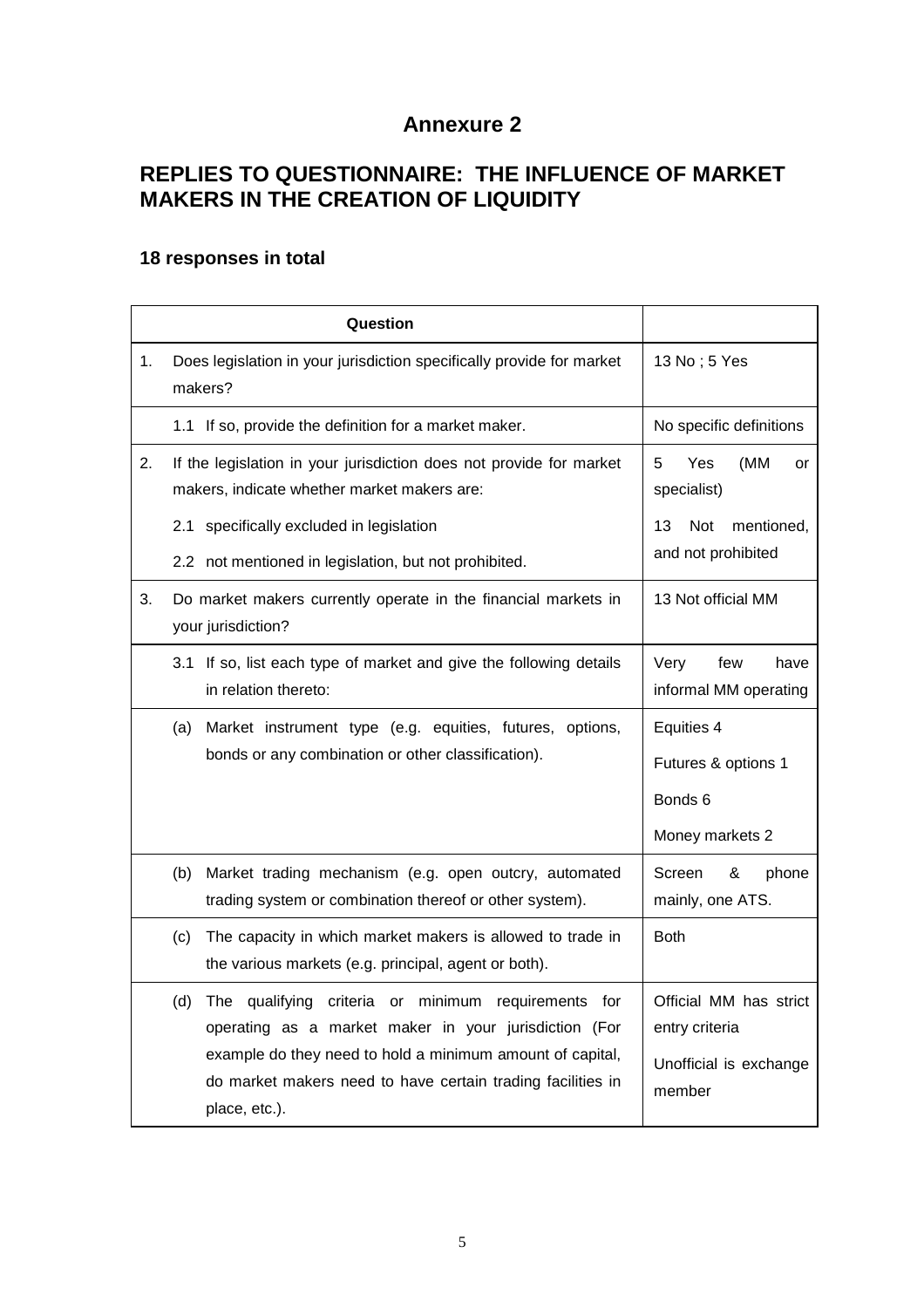# Annexure 2

## REPLIES TO QUESTIONNAIRE: THE INFLUENCE OF MARKET MAKERS IN THE CREATION OF LIQUIDITY

### 18 responses in total

| | Question | |
|---|---|---|
| 1. | Does legislation in your jurisdiction specifically provide for market makers? | 13 No ; 5 Yes |
| | 1.1 If so, provide the definition for a market maker. | No specific definitions |
| 2. | If the legislation in your jurisdiction does not provide for market makers, indicate whether market makers are:<br>2.1 specifically excluded in legislation<br>2.2 not mentioned in legislation, but not prohibited. | 5 Yes (MM or specialist)<br>13 Not mentioned, and not prohibited |
| 3. | Do market makers currently operate in the financial markets in your jurisdiction? | 13 Not official MM |
| | 3.1 If so, list each type of market and give the following details in relation thereto: | Very few have informal MM operating |
| | (a) Market instrument type (e.g. equities, futures, options, bonds or any combination or other classification). | Equities 4<br>Futures & options 1<br>Bonds 6<br>Money markets 2 |
| | (b) Market trading mechanism (e.g. open outcry, automated trading system or combination thereof or other system). | Screen & phone mainly, one ATS. |
| | (c) The capacity in which market makers is allowed to trade in the various markets (e.g. principal, agent or both). | Both |
| | (d) The qualifying criteria or minimum requirements for operating as a market maker in your jurisdiction (For example do they need to hold a minimum amount of capital, do market makers need to have certain trading facilities in place, etc.). | Official MM has strict entry criteria<br>Unofficial is exchange member |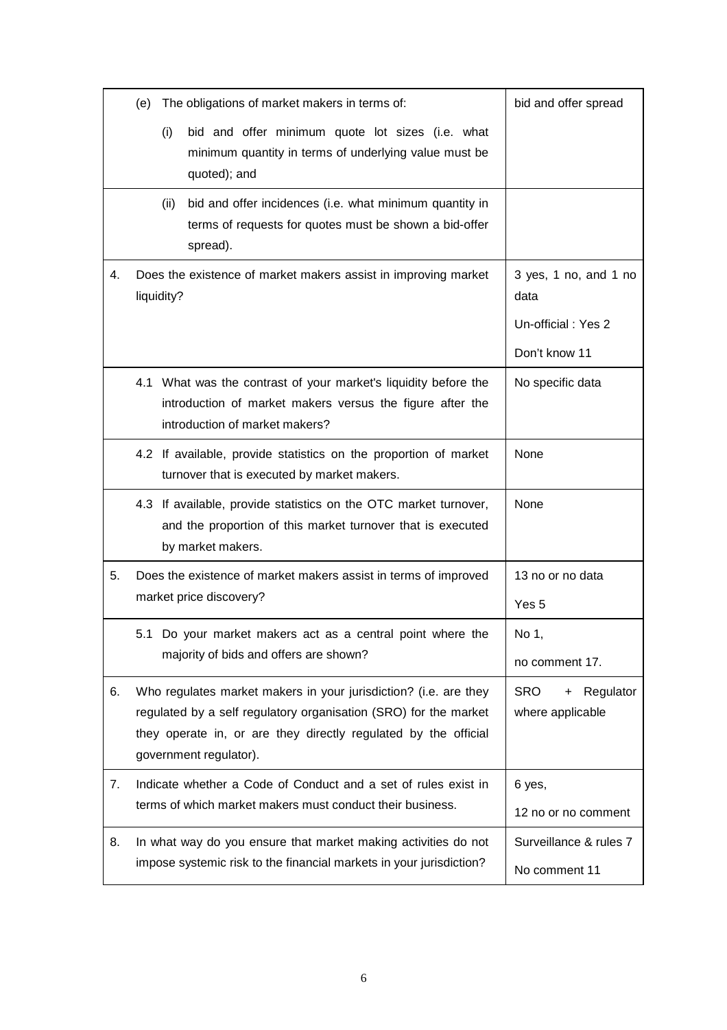| | | |
|---|---|---|
| | (e) The obligations of market makers in terms of:<br><br>(i) bid and offer minimum quote lot sizes (i.e. what minimum quantity in terms of underlying value must be quoted); and | bid and offer spread |
| | (ii) bid and offer incidences (i.e. what minimum quantity in terms of requests for quotes must be shown a bid-offer spread). | |
| 4. | Does the existence of market makers assist in improving market liquidity? | 3 yes, 1 no, and 1 no data<br><br>Un-official : Yes 2<br><br>Don't know 11 |
| | 4.1 What was the contrast of your market's liquidity before the introduction of market makers versus the figure after the introduction of market makers? | No specific data |
| | 4.2 If available, provide statistics on the proportion of market turnover that is executed by market makers. | None |
| | 4.3 If available, provide statistics on the OTC market turnover, and the proportion of this market turnover that is executed by market makers. | None |
| 5. | Does the existence of market makers assist in terms of improved market price discovery? | 13 no or no data<br><br>Yes 5 |
| | 5.1 Do your market makers act as a central point where the majority of bids and offers are shown? | No 1,<br><br>no comment 17. |
| 6. | Who regulates market makers in your jurisdiction? (i.e. are they regulated by a self regulatory organisation (SRO) for the market they operate in, or are they directly regulated by the official government regulator). | SRO + Regulator where applicable |
| 7. | Indicate whether a Code of Conduct and a set of rules exist in terms of which market makers must conduct their business. | 6 yes,<br><br>12 no or no comment |
| 8. | In what way do you ensure that market making activities do not impose systemic risk to the financial markets in your jurisdiction? | Surveillance & rules 7<br><br>No comment 11 |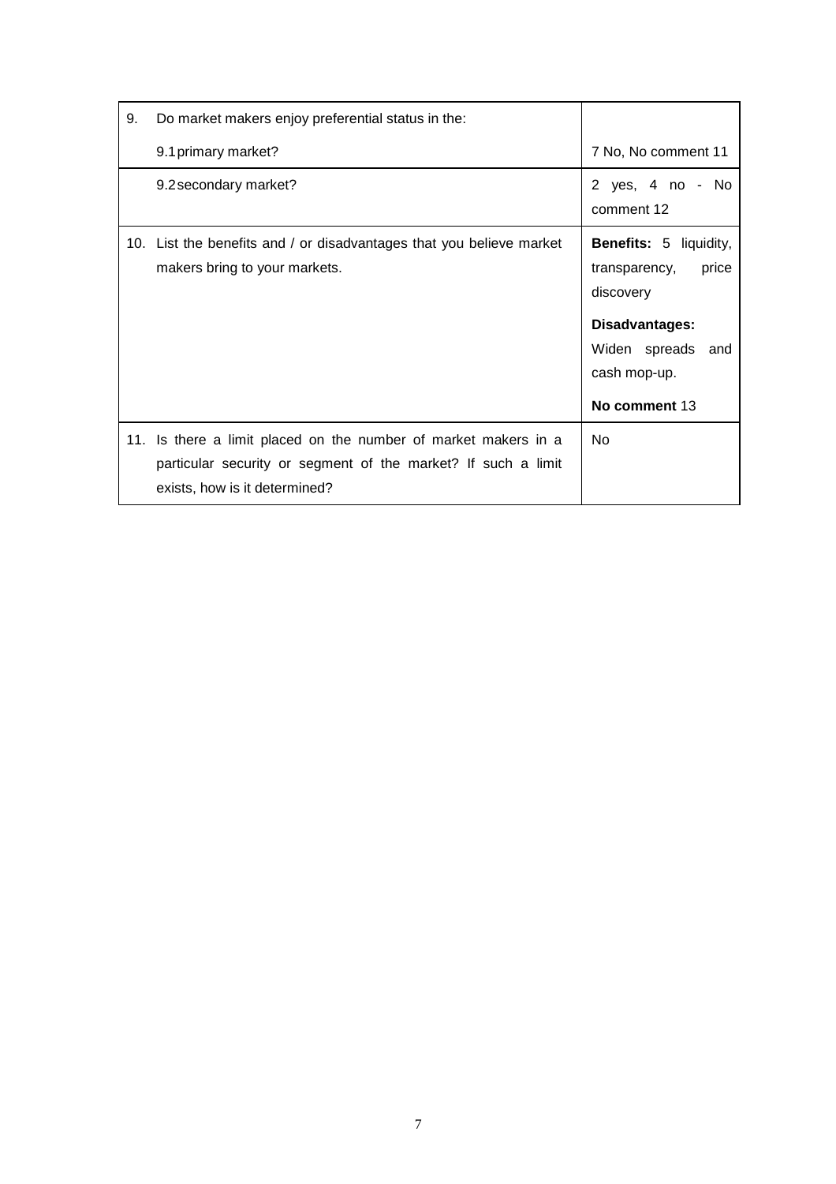| | | |
|---|---|---|
| 9. | Do market makers enjoy preferential status in the: | |
| | 9.1 primary market? | 7 No, No comment 11 |
| | 9.2 secondary market? | 2 yes, 4 no - No comment 12 |
| 10. | List the benefits and / or disadvantages that you believe market makers bring to your markets. | **Benefits:** 5 liquidity, transparency, price discovery<br><br>**Disadvantages:** Widen spreads and cash mop-up.<br><br>**No comment** 13 |
| 11. | Is there a limit placed on the number of market makers in a particular security or segment of the market? If such a limit exists, how is it determined? | No |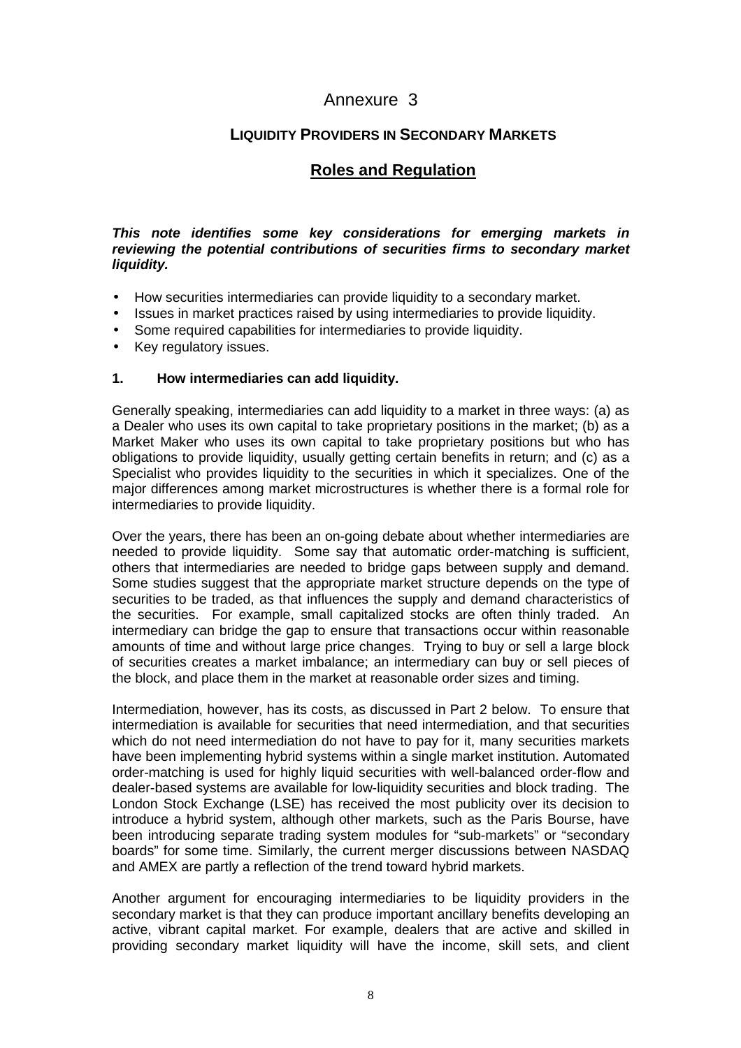# Annexure 3

## LIQUIDITY PROVIDERS IN SECONDARY MARKETS

## Roles and Regulation

***This note identifies some key considerations for emerging markets in reviewing the potential contributions of securities firms to secondary market liquidity.***

- How securities intermediaries can provide liquidity to a secondary market.
- Issues in market practices raised by using intermediaries to provide liquidity.
- Some required capabilities for intermediaries to provide liquidity.
- Key regulatory issues.

### 1. How intermediaries can add liquidity.

Generally speaking, intermediaries can add liquidity to a market in three ways: (a) as a Dealer who uses its own capital to take proprietary positions in the market; (b) as a Market Maker who uses its own capital to take proprietary positions but who has obligations to provide liquidity, usually getting certain benefits in return; and (c) as a Specialist who provides liquidity to the securities in which it specializes. One of the major differences among market microstructures is whether there is a formal role for intermediaries to provide liquidity.

Over the years, there has been an on-going debate about whether intermediaries are needed to provide liquidity. Some say that automatic order-matching is sufficient, others that intermediaries are needed to bridge gaps between supply and demand. Some studies suggest that the appropriate market structure depends on the type of securities to be traded, as that influences the supply and demand characteristics of the securities. For example, small capitalized stocks are often thinly traded. An intermediary can bridge the gap to ensure that transactions occur within reasonable amounts of time and without large price changes. Trying to buy or sell a large block of securities creates a market imbalance; an intermediary can buy or sell pieces of the block, and place them in the market at reasonable order sizes and timing.

Intermediation, however, has its costs, as discussed in Part 2 below. To ensure that intermediation is available for securities that need intermediation, and that securities which do not need intermediation do not have to pay for it, many securities markets have been implementing hybrid systems within a single market institution. Automated order-matching is used for highly liquid securities with well-balanced order-flow and dealer-based systems are available for low-liquidity securities and block trading. The London Stock Exchange (LSE) has received the most publicity over its decision to introduce a hybrid system, although other markets, such as the Paris Bourse, have been introducing separate trading system modules for "sub-markets" or "secondary boards" for some time. Similarly, the current merger discussions between NASDAQ and AMEX are partly a reflection of the trend toward hybrid markets.

Another argument for encouraging intermediaries to be liquidity providers in the secondary market is that they can produce important ancillary benefits developing an active, vibrant capital market. For example, dealers that are active and skilled in providing secondary market liquidity will have the income, skill sets, and client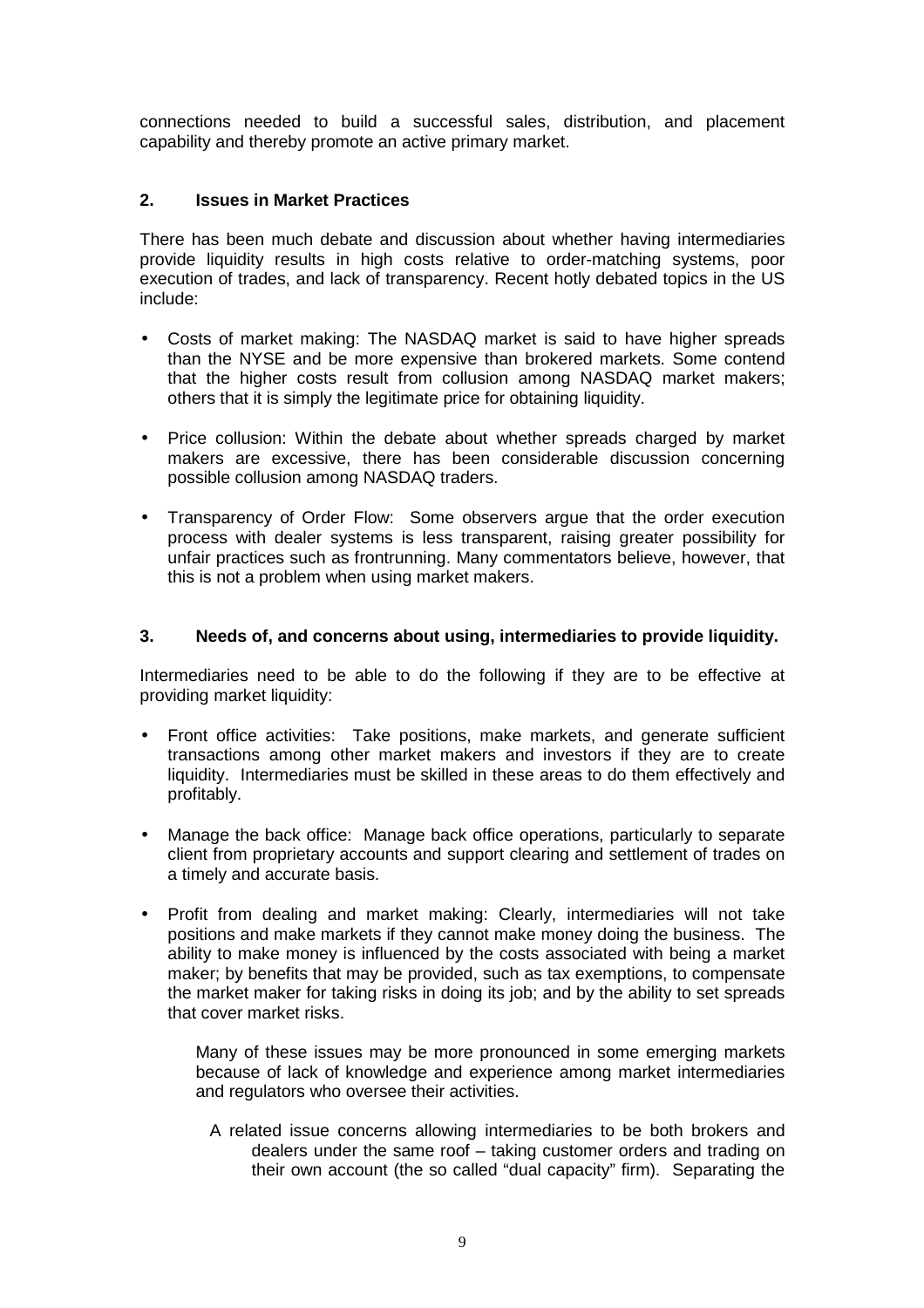connections needed to build a successful sales, distribution, and placement capability and thereby promote an active primary market.

**2. Issues in Market Practices**

There has been much debate and discussion about whether having intermediaries provide liquidity results in high costs relative to order-matching systems, poor execution of trades, and lack of transparency. Recent hotly debated topics in the US include:

- Costs of market making: The NASDAQ market is said to have higher spreads than the NYSE and be more expensive than brokered markets. Some contend that the higher costs result from collusion among NASDAQ market makers; others that it is simply the legitimate price for obtaining liquidity.

- Price collusion: Within the debate about whether spreads charged by market makers are excessive, there has been considerable discussion concerning possible collusion among NASDAQ traders.

- Transparency of Order Flow: Some observers argue that the order execution process with dealer systems is less transparent, raising greater possibility for unfair practices such as frontrunning. Many commentators believe, however, that this is not a problem when using market makers.

**3. Needs of, and concerns about using, intermediaries to provide liquidity.**

Intermediaries need to be able to do the following if they are to be effective at providing market liquidity:

- Front office activities: Take positions, make markets, and generate sufficient transactions among other market makers and investors if they are to create liquidity. Intermediaries must be skilled in these areas to do them effectively and profitably.

- Manage the back office: Manage back office operations, particularly to separate client from proprietary accounts and support clearing and settlement of trades on a timely and accurate basis.

- Profit from dealing and market making: Clearly, intermediaries will not take positions and make markets if they cannot make money doing the business. The ability to make money is influenced by the costs associated with being a market maker; by benefits that may be provided, such as tax exemptions, to compensate the market maker for taking risks in doing its job; and by the ability to set spreads that cover market risks.

  Many of these issues may be more pronounced in some emerging markets because of lack of knowledge and experience among market intermediaries and regulators who oversee their activities.

  A related issue concerns allowing intermediaries to be both brokers and dealers under the same roof – taking customer orders and trading on their own account (the so called "dual capacity" firm). Separating the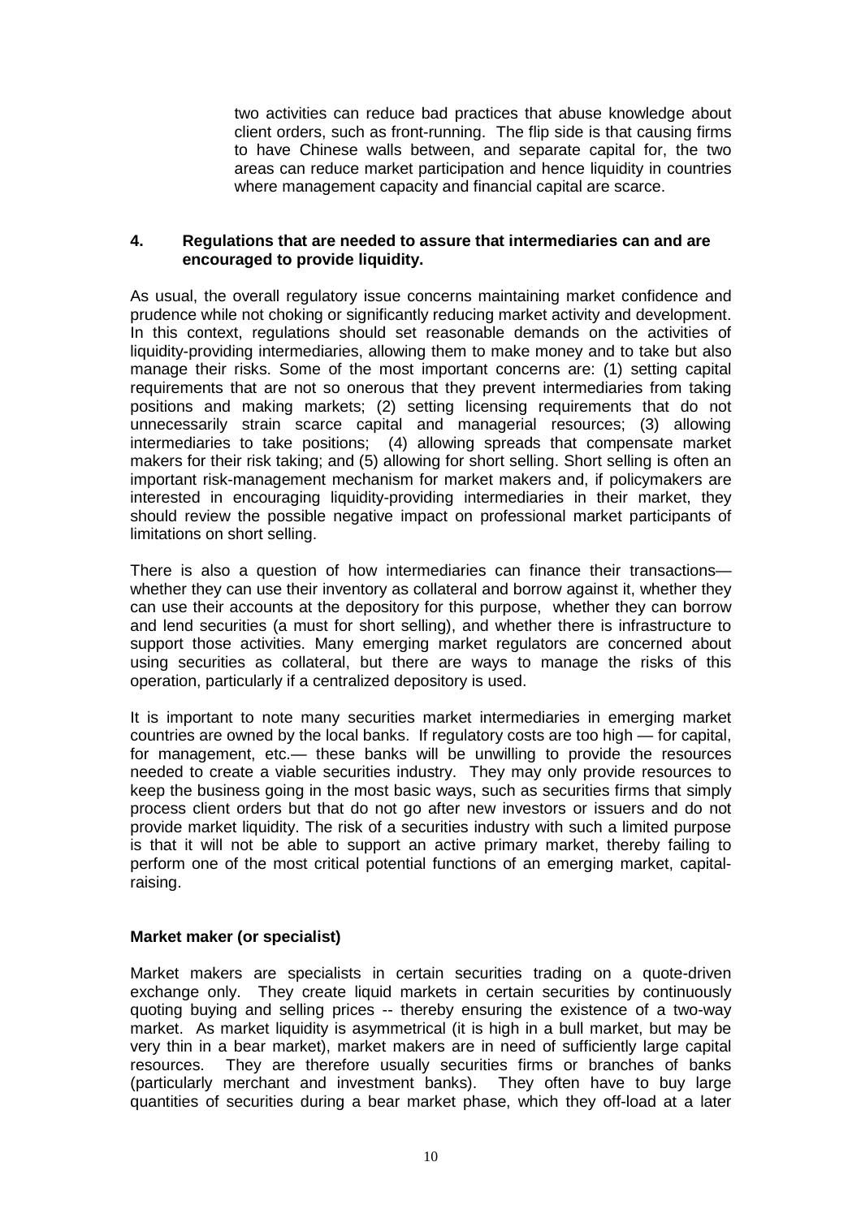two activities can reduce bad practices that abuse knowledge about client orders, such as front-running. The flip side is that causing firms to have Chinese walls between, and separate capital for, the two areas can reduce market participation and hence liquidity in countries where management capacity and financial capital are scarce.

**4. Regulations that are needed to assure that intermediaries can and are encouraged to provide liquidity.**

As usual, the overall regulatory issue concerns maintaining market confidence and prudence while not choking or significantly reducing market activity and development. In this context, regulations should set reasonable demands on the activities of liquidity-providing intermediaries, allowing them to make money and to take but also manage their risks. Some of the most important concerns are: (1) setting capital requirements that are not so onerous that they prevent intermediaries from taking positions and making markets; (2) setting licensing requirements that do not unnecessarily strain scarce capital and managerial resources; (3) allowing intermediaries to take positions; (4) allowing spreads that compensate market makers for their risk taking; and (5) allowing for short selling. Short selling is often an important risk-management mechanism for market makers and, if policymakers are interested in encouraging liquidity-providing intermediaries in their market, they should review the possible negative impact on professional market participants of limitations on short selling.

There is also a question of how intermediaries can finance their transactions—whether they can use their inventory as collateral and borrow against it, whether they can use their accounts at the depository for this purpose, whether they can borrow and lend securities (a must for short selling), and whether there is infrastructure to support those activities. Many emerging market regulators are concerned about using securities as collateral, but there are ways to manage the risks of this operation, particularly if a centralized depository is used.

It is important to note many securities market intermediaries in emerging market countries are owned by the local banks. If regulatory costs are too high — for capital, for management, etc.— these banks will be unwilling to provide the resources needed to create a viable securities industry. They may only provide resources to keep the business going in the most basic ways, such as securities firms that simply process client orders but that do not go after new investors or issuers and do not provide market liquidity. The risk of a securities industry with such a limited purpose is that it will not be able to support an active primary market, thereby failing to perform one of the most critical potential functions of an emerging market, capital-raising.

**Market maker (or specialist)**

Market makers are specialists in certain securities trading on a quote-driven exchange only. They create liquid markets in certain securities by continuously quoting buying and selling prices -- thereby ensuring the existence of a two-way market. As market liquidity is asymmetrical (it is high in a bull market, but may be very thin in a bear market), market makers are in need of sufficiently large capital resources. They are therefore usually securities firms or branches of banks (particularly merchant and investment banks). They often have to buy large quantities of securities during a bear market phase, which they off-load at a later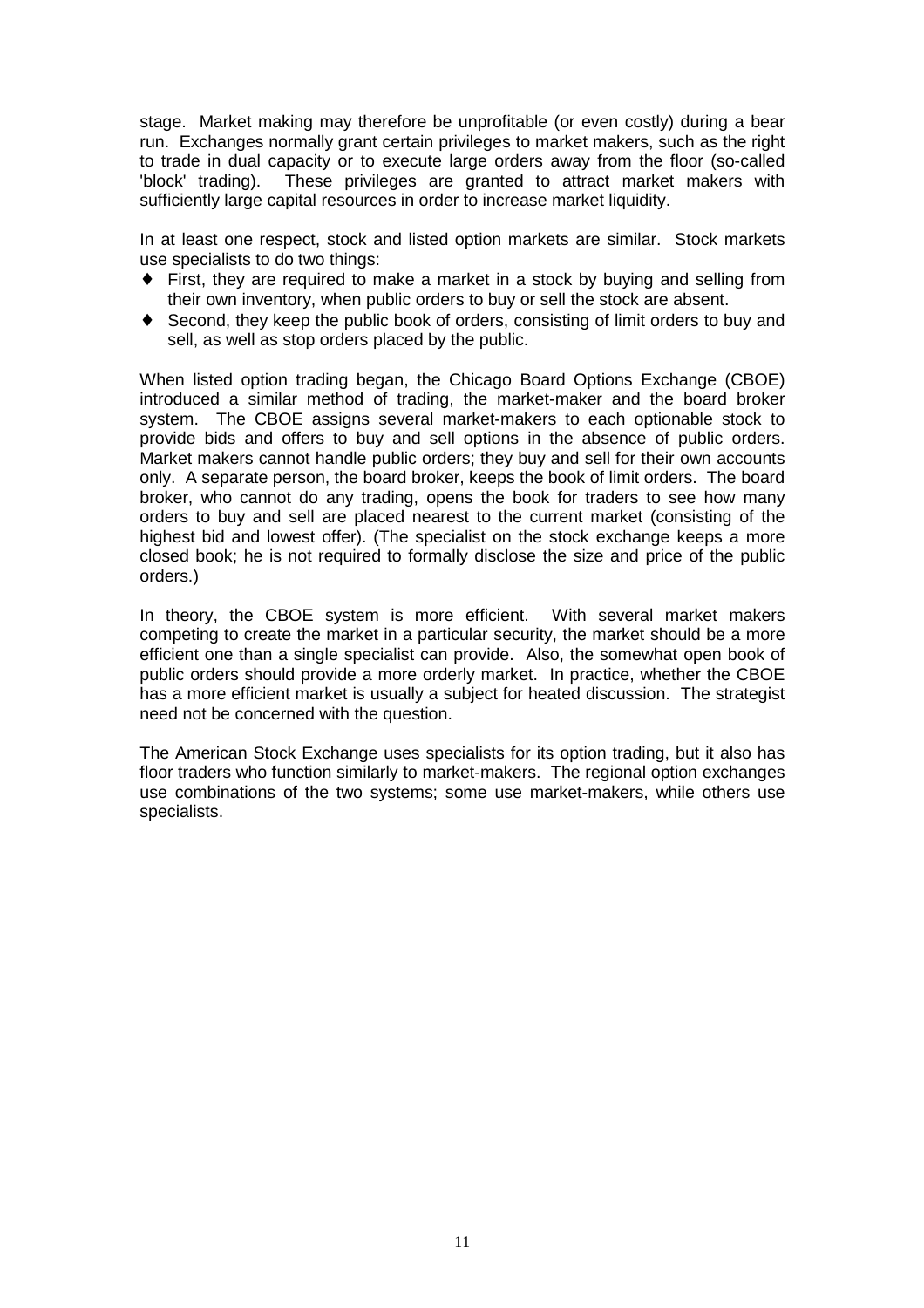stage. Market making may therefore be unprofitable (or even costly) during a bear run. Exchanges normally grant certain privileges to market makers, such as the right to trade in dual capacity or to execute large orders away from the floor (so-called 'block' trading). These privileges are granted to attract market makers with sufficiently large capital resources in order to increase market liquidity.

In at least one respect, stock and listed option markets are similar. Stock markets use specialists to do two things:

- First, they are required to make a market in a stock by buying and selling from their own inventory, when public orders to buy or sell the stock are absent.
- Second, they keep the public book of orders, consisting of limit orders to buy and sell, as well as stop orders placed by the public.

When listed option trading began, the Chicago Board Options Exchange (CBOE) introduced a similar method of trading, the market-maker and the board broker system. The CBOE assigns several market-makers to each optionable stock to provide bids and offers to buy and sell options in the absence of public orders. Market makers cannot handle public orders; they buy and sell for their own accounts only. A separate person, the board broker, keeps the book of limit orders. The board broker, who cannot do any trading, opens the book for traders to see how many orders to buy and sell are placed nearest to the current market (consisting of the highest bid and lowest offer). (The specialist on the stock exchange keeps a more closed book; he is not required to formally disclose the size and price of the public orders.)

In theory, the CBOE system is more efficient. With several market makers competing to create the market in a particular security, the market should be a more efficient one than a single specialist can provide. Also, the somewhat open book of public orders should provide a more orderly market. In practice, whether the CBOE has a more efficient market is usually a subject for heated discussion. The strategist need not be concerned with the question.

The American Stock Exchange uses specialists for its option trading, but it also has floor traders who function similarly to market-makers. The regional option exchanges use combinations of the two systems; some use market-makers, while others use specialists.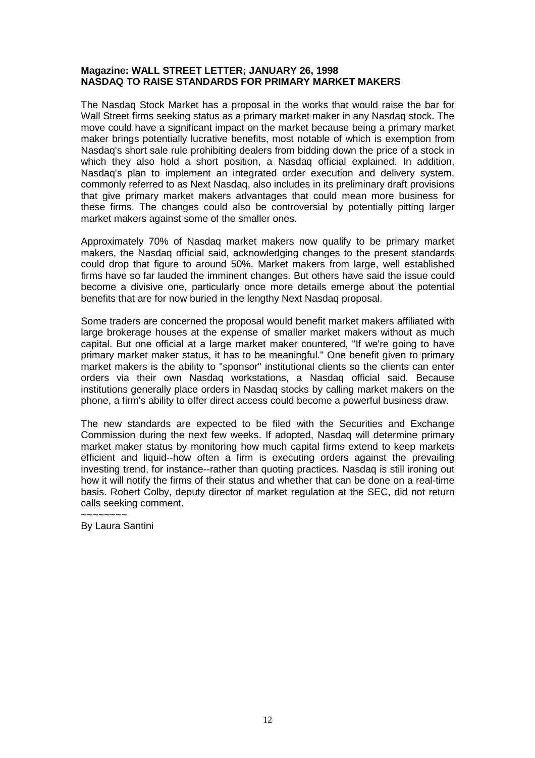**Magazine: WALL STREET LETTER; JANUARY 26, 1998**
**NASDAQ TO RAISE STANDARDS FOR PRIMARY MARKET MAKERS**

The Nasdaq Stock Market has a proposal in the works that would raise the bar for Wall Street firms seeking status as a primary market maker in any Nasdaq stock. The move could have a significant impact on the market because being a primary market maker brings potentially lucrative benefits, most notable of which is exemption from Nasdaq's short sale rule prohibiting dealers from bidding down the price of a stock in which they also hold a short position, a Nasdaq official explained. In addition, Nasdaq's plan to implement an integrated order execution and delivery system, commonly referred to as Next Nasdaq, also includes in its preliminary draft provisions that give primary market makers advantages that could mean more business for these firms. The changes could also be controversial by potentially pitting larger market makers against some of the smaller ones.

Approximately 70% of Nasdaq market makers now qualify to be primary market makers, the Nasdaq official said, acknowledging changes to the present standards could drop that figure to around 50%. Market makers from large, well established firms have so far lauded the imminent changes. But others have said the issue could become a divisive one, particularly once more details emerge about the potential benefits that are for now buried in the lengthy Next Nasdaq proposal.

Some traders are concerned the proposal would benefit market makers affiliated with large brokerage houses at the expense of smaller market makers without as much capital. But one official at a large market maker countered, "If we're going to have primary market maker status, it has to be meaningful." One benefit given to primary market makers is the ability to "sponsor" institutional clients so the clients can enter orders via their own Nasdaq workstations, a Nasdaq official said. Because institutions generally place orders in Nasdaq stocks by calling market makers on the phone, a firm's ability to offer direct access could become a powerful business draw.

The new standards are expected to be filed with the Securities and Exchange Commission during the next few weeks. If adopted, Nasdaq will determine primary market maker status by monitoring how much capital firms extend to keep markets efficient and liquid--how often a firm is executing orders against the prevailing investing trend, for instance--rather than quoting practices. Nasdaq is still ironing out how it will notify the firms of their status and whether that can be done on a real-time basis. Robert Colby, deputy director of market regulation at the SEC, did not return calls seeking comment.

~~~~~~~~

By Laura Santini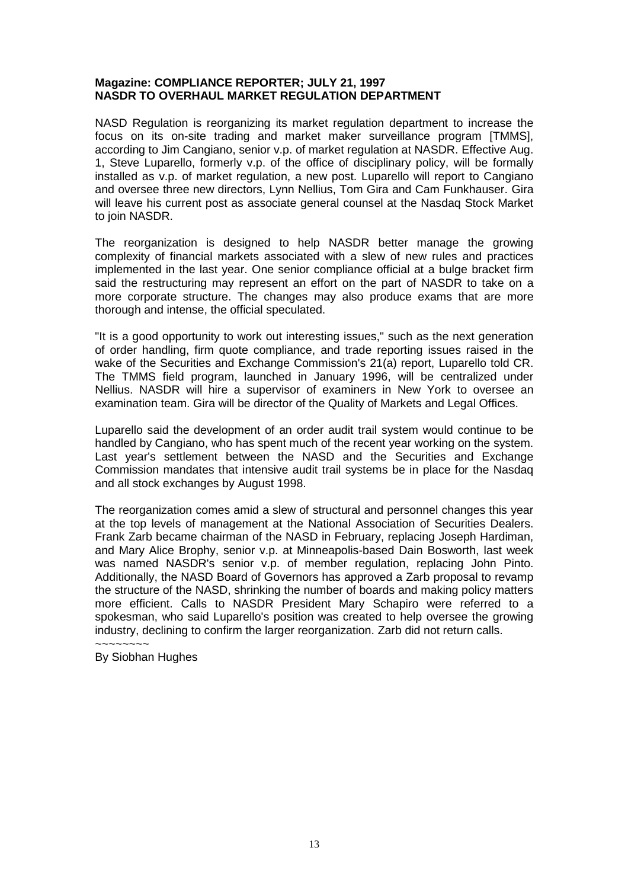**Magazine: COMPLIANCE REPORTER; JULY 21, 1997**
**NASDR TO OVERHAUL MARKET REGULATION DEPARTMENT**

NASD Regulation is reorganizing its market regulation department to increase the focus on its on-site trading and market maker surveillance program [TMMS], according to Jim Cangiano, senior v.p. of market regulation at NASDR. Effective Aug. 1, Steve Luparello, formerly v.p. of the office of disciplinary policy, will be formally installed as v.p. of market regulation, a new post. Luparello will report to Cangiano and oversee three new directors, Lynn Nellius, Tom Gira and Cam Funkhauser. Gira will leave his current post as associate general counsel at the Nasdaq Stock Market to join NASDR.

The reorganization is designed to help NASDR better manage the growing complexity of financial markets associated with a slew of new rules and practices implemented in the last year. One senior compliance official at a bulge bracket firm said the restructuring may represent an effort on the part of NASDR to take on a more corporate structure. The changes may also produce exams that are more thorough and intense, the official speculated.

"It is a good opportunity to work out interesting issues," such as the next generation of order handling, firm quote compliance, and trade reporting issues raised in the wake of the Securities and Exchange Commission's 21(a) report, Luparello told CR. The TMMS field program, launched in January 1996, will be centralized under Nellius. NASDR will hire a supervisor of examiners in New York to oversee an examination team. Gira will be director of the Quality of Markets and Legal Offices.

Luparello said the development of an order audit trail system would continue to be handled by Cangiano, who has spent much of the recent year working on the system. Last year's settlement between the NASD and the Securities and Exchange Commission mandates that intensive audit trail systems be in place for the Nasdaq and all stock exchanges by August 1998.

The reorganization comes amid a slew of structural and personnel changes this year at the top levels of management at the National Association of Securities Dealers. Frank Zarb became chairman of the NASD in February, replacing Joseph Hardiman, and Mary Alice Brophy, senior v.p. at Minneapolis-based Dain Bosworth, last week was named NASDR's senior v.p. of member regulation, replacing John Pinto. Additionally, the NASD Board of Governors has approved a Zarb proposal to revamp the structure of the NASD, shrinking the number of boards and making policy matters more efficient. Calls to NASDR President Mary Schapiro were referred to a spokesman, who said Luparello's position was created to help oversee the growing industry, declining to confirm the larger reorganization. Zarb did not return calls.

~~~~~~~~

By Siobhan Hughes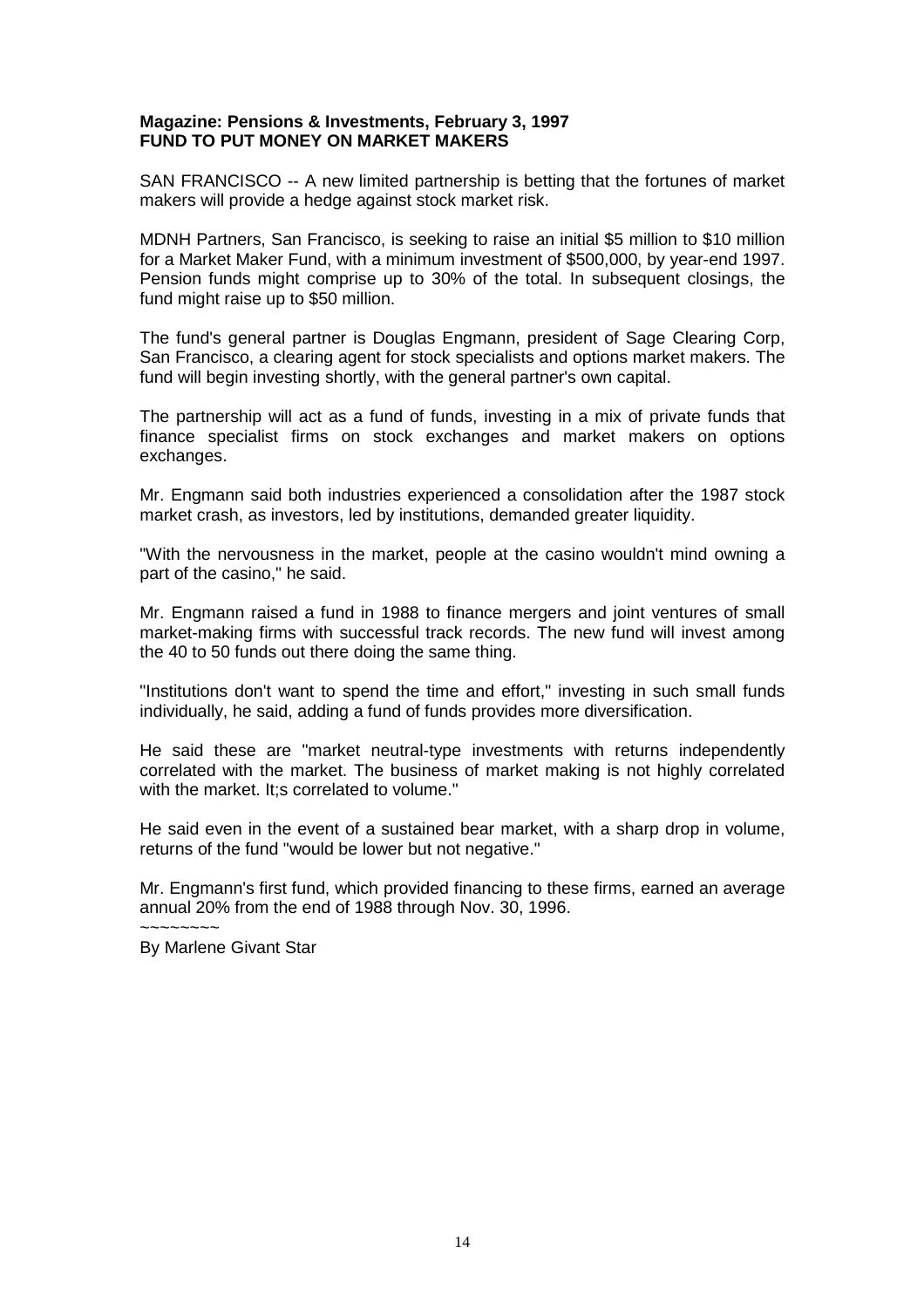**Magazine: Pensions & Investments, February 3, 1997**
**FUND TO PUT MONEY ON MARKET MAKERS**

SAN FRANCISCO -- A new limited partnership is betting that the fortunes of market makers will provide a hedge against stock market risk.

MDNH Partners, San Francisco, is seeking to raise an initial $5 million to $10 million for a Market Maker Fund, with a minimum investment of $500,000, by year-end 1997. Pension funds might comprise up to 30% of the total. In subsequent closings, the fund might raise up to $50 million.

The fund's general partner is Douglas Engmann, president of Sage Clearing Corp, San Francisco, a clearing agent for stock specialists and options market makers. The fund will begin investing shortly, with the general partner's own capital.

The partnership will act as a fund of funds, investing in a mix of private funds that finance specialist firms on stock exchanges and market makers on options exchanges.

Mr. Engmann said both industries experienced a consolidation after the 1987 stock market crash, as investors, led by institutions, demanded greater liquidity.

"With the nervousness in the market, people at the casino wouldn't mind owning a part of the casino," he said.

Mr. Engmann raised a fund in 1988 to finance mergers and joint ventures of small market-making firms with successful track records. The new fund will invest among the 40 to 50 funds out there doing the same thing.

"Institutions don't want to spend the time and effort," investing in such small funds individually, he said, adding a fund of funds provides more diversification.

He said these are "market neutral-type investments with returns independently correlated with the market. The business of market making is not highly correlated with the market. It;s correlated to volume."

He said even in the event of a sustained bear market, with a sharp drop in volume, returns of the fund "would be lower but not negative."

Mr. Engmann's first fund, which provided financing to these firms, earned an average annual 20% from the end of 1988 through Nov. 30, 1996.

~~~~~~~~

By Marlene Givant Star